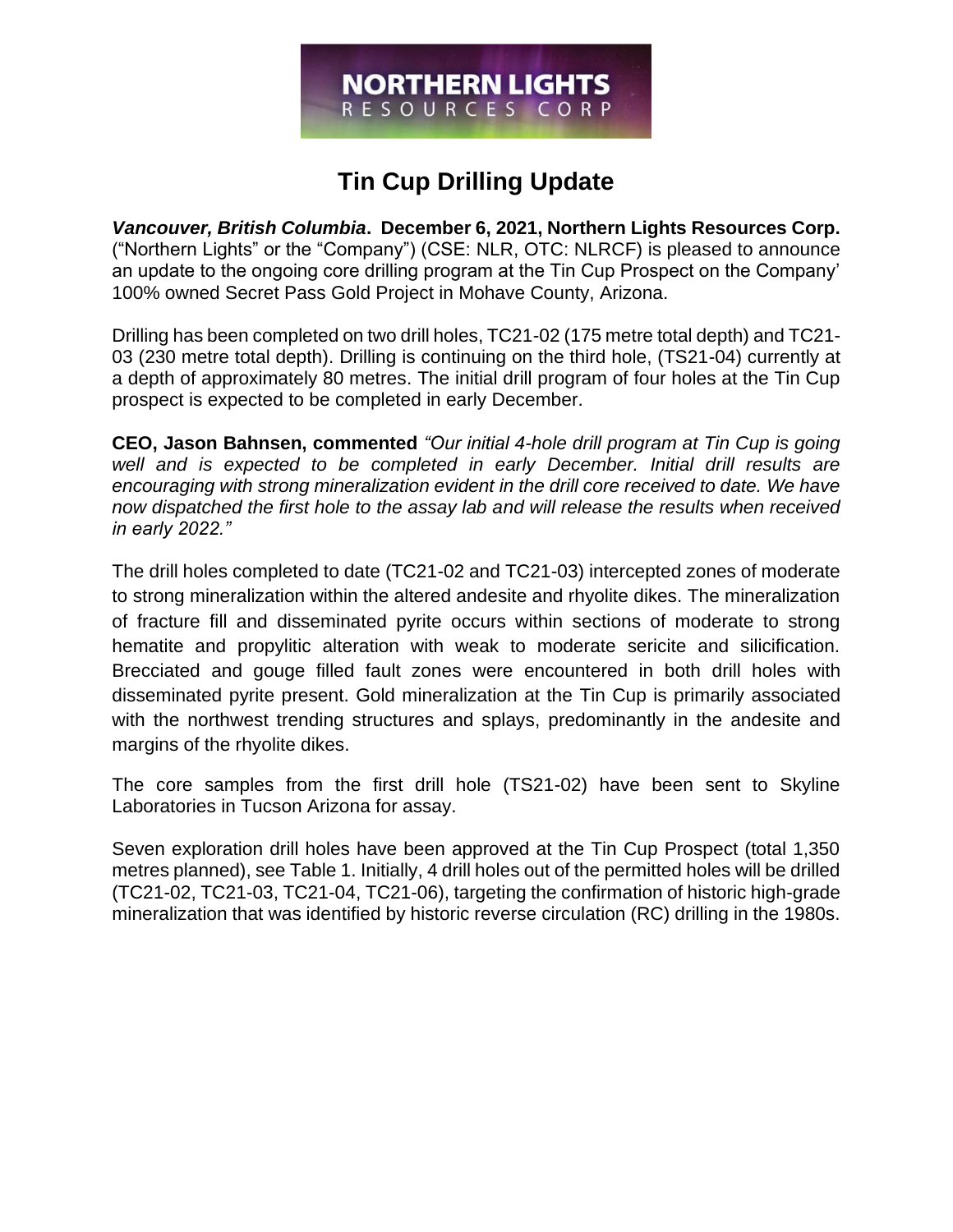# Tin Cup Drilling Update

***Vancouver, British Columbia*. December 6, 2021, Northern Lights Resources Corp.** ("Northern Lights" or the "Company") (CSE: NLR, OTC: NLRCF) is pleased to announce an update to the ongoing core drilling program at the Tin Cup Prospect on the Company' 100% owned Secret Pass Gold Project in Mohave County, Arizona.

Drilling has been completed on two drill holes, TC21-02 (175 metre total depth) and TC21-03 (230 metre total depth). Drilling is continuing on the third hole, (TS21-04) currently at a depth of approximately 80 metres. The initial drill program of four holes at the Tin Cup prospect is expected to be completed in early December.

**CEO, Jason Bahnsen, commented** *"Our initial 4-hole drill program at Tin Cup is going well and is expected to be completed in early December. Initial drill results are encouraging with strong mineralization evident in the drill core received to date. We have now dispatched the first hole to the assay lab and will release the results when received in early 2022."*

The drill holes completed to date (TC21-02 and TC21-03) intercepted zones of moderate to strong mineralization within the altered andesite and rhyolite dikes. The mineralization of fracture fill and disseminated pyrite occurs within sections of moderate to strong hematite and propylitic alteration with weak to moderate sericite and silicification. Brecciated and gouge filled fault zones were encountered in both drill holes with disseminated pyrite present. Gold mineralization at the Tin Cup is primarily associated with the northwest trending structures and splays, predominantly in the andesite and margins of the rhyolite dikes.

The core samples from the first drill hole (TS21-02) have been sent to Skyline Laboratories in Tucson Arizona for assay.

Seven exploration drill holes have been approved at the Tin Cup Prospect (total 1,350 metres planned), see Table 1. Initially, 4 drill holes out of the permitted holes will be drilled (TC21-02, TC21-03, TC21-04, TC21-06), targeting the confirmation of historic high-grade mineralization that was identified by historic reverse circulation (RC) drilling in the 1980s.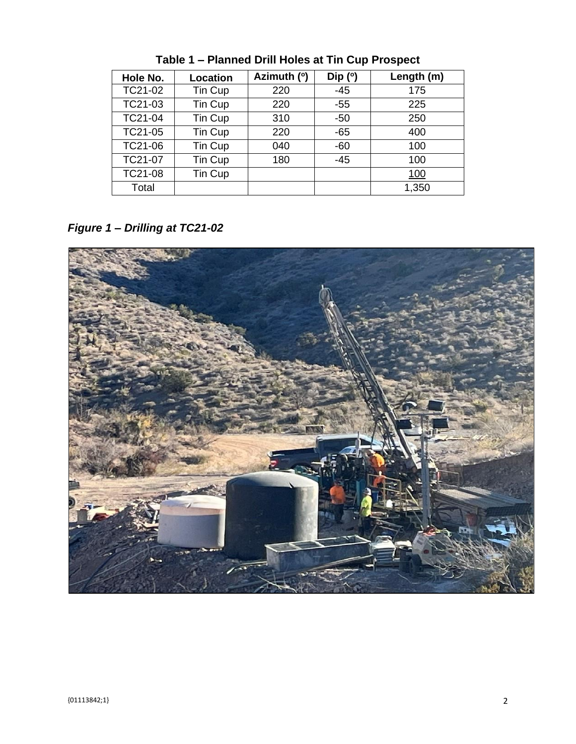**Table 1 – Planned Drill Holes at Tin Cup Prospect**

| Hole No. | Location | Azimuth (º) | Dip (º) | Length (m) |
|---|---|---|---|---|
| TC21-02 | Tin Cup | 220 | -45 | 175 |
| TC21-03 | Tin Cup | 220 | -55 | 225 |
| TC21-04 | Tin Cup | 310 | -50 | 250 |
| TC21-05 | Tin Cup | 220 | -65 | 400 |
| TC21-06 | Tin Cup | 040 | -60 | 100 |
| TC21-07 | Tin Cup | 180 | -45 | 100 |
| TC21-08 | Tin Cup | | | 100 |
| Total | | | | 1,350 |

***Figure 1 – Drilling at TC21-02***

{01113842;1}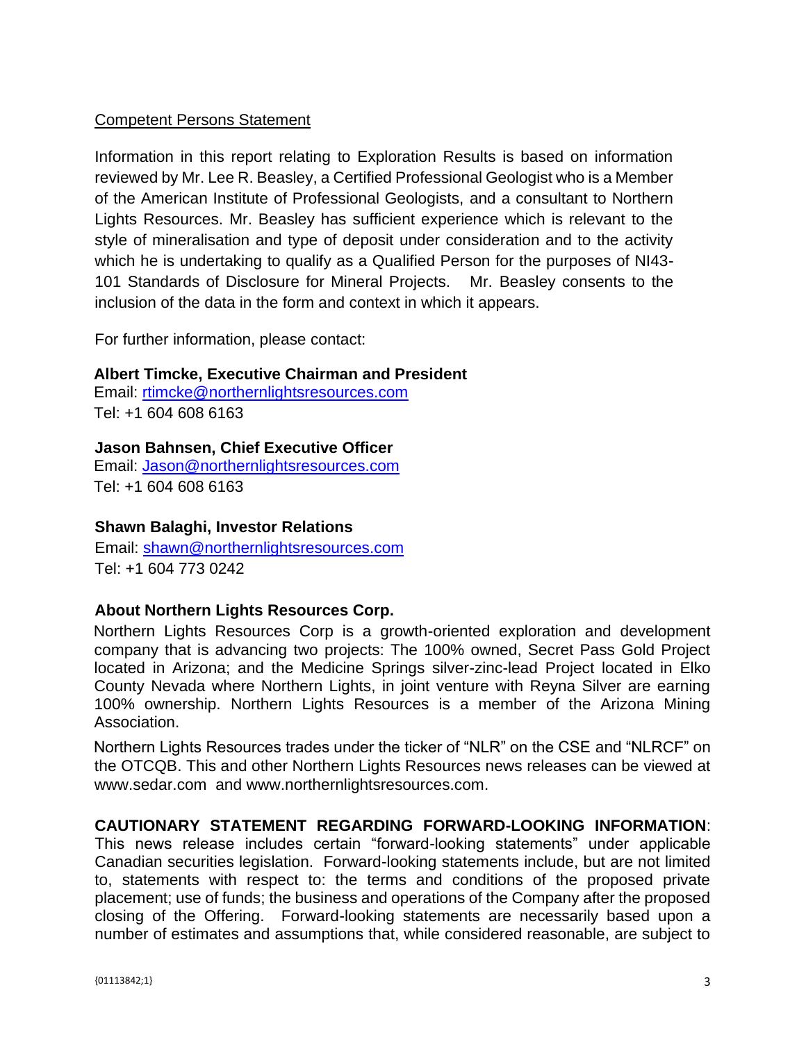Competent Persons Statement

Information in this report relating to Exploration Results is based on information reviewed by Mr. Lee R. Beasley, a Certified Professional Geologist who is a Member of the American Institute of Professional Geologists, and a consultant to Northern Lights Resources. Mr. Beasley has sufficient experience which is relevant to the style of mineralisation and type of deposit under consideration and to the activity which he is undertaking to qualify as a Qualified Person for the purposes of NI43-101 Standards of Disclosure for Mineral Projects. Mr. Beasley consents to the inclusion of the data in the form and context in which it appears.

For further information, please contact:

**Albert Timcke, Executive Chairman and President**
Email: rtimcke@northernlightsresources.com
Tel: +1 604 608 6163

**Jason Bahnsen, Chief Executive Officer**
Email: Jason@northernlightsresources.com
Tel: +1 604 608 6163

**Shawn Balaghi, Investor Relations**
Email: shawn@northernlightsresources.com
Tel: +1 604 773 0242

**About Northern Lights Resources Corp.**

Northern Lights Resources Corp is a growth-oriented exploration and development company that is advancing two projects: The 100% owned, Secret Pass Gold Project located in Arizona; and the Medicine Springs silver-zinc-lead Project located in Elko County Nevada where Northern Lights, in joint venture with Reyna Silver are earning 100% ownership. Northern Lights Resources is a member of the Arizona Mining Association.

Northern Lights Resources trades under the ticker of "NLR" on the CSE and "NLRCF" on the OTCQB. This and other Northern Lights Resources news releases can be viewed at www.sedar.com and www.northernlightsresources.com.

**CAUTIONARY STATEMENT REGARDING FORWARD-LOOKING INFORMATION**: This news release includes certain "forward-looking statements" under applicable Canadian securities legislation. Forward-looking statements include, but are not limited to, statements with respect to: the terms and conditions of the proposed private placement; use of funds; the business and operations of the Company after the proposed closing of the Offering. Forward-looking statements are necessarily based upon a number of estimates and assumptions that, while considered reasonable, are subject to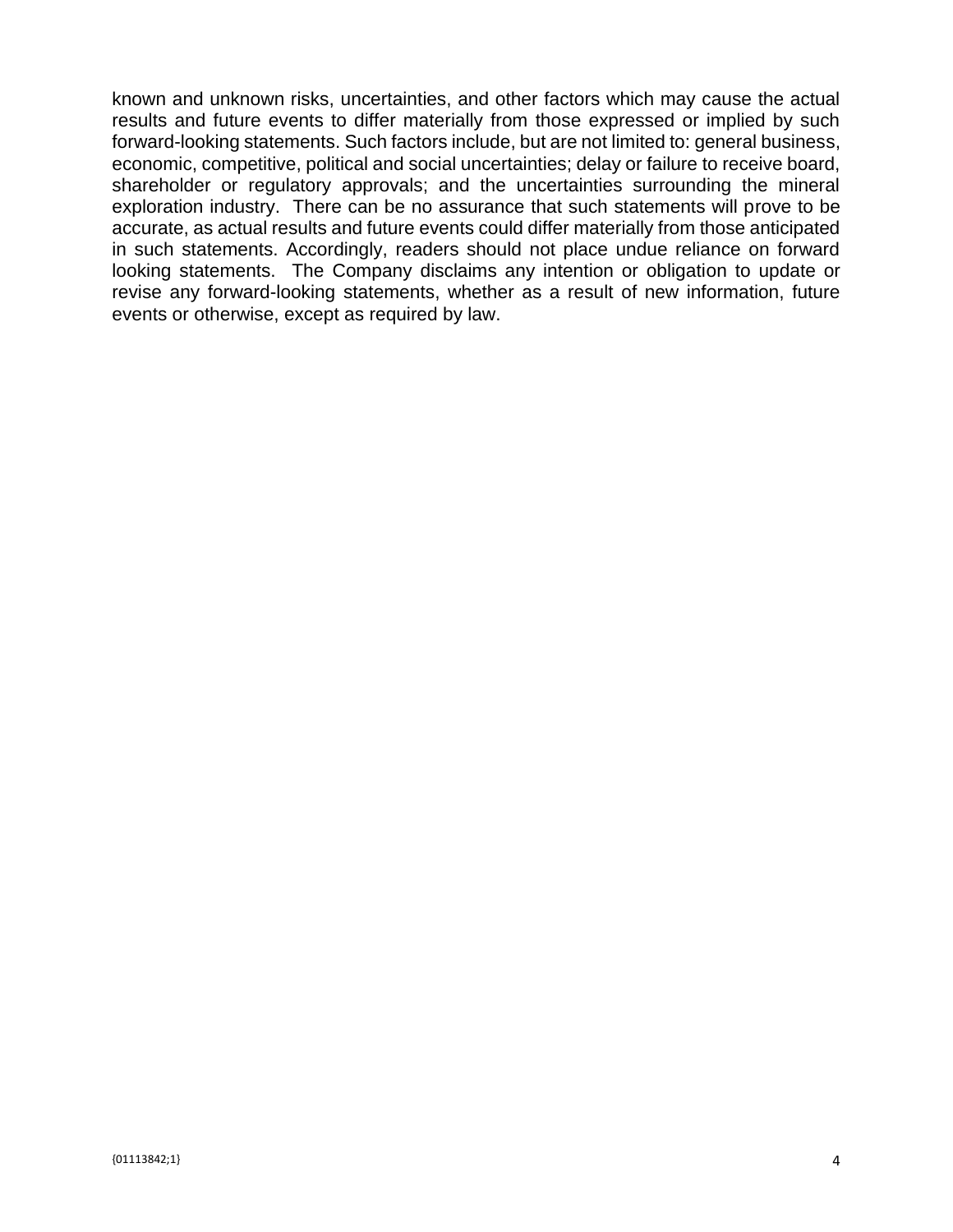known and unknown risks, uncertainties, and other factors which may cause the actual results and future events to differ materially from those expressed or implied by such forward-looking statements. Such factors include, but are not limited to: general business, economic, competitive, political and social uncertainties; delay or failure to receive board, shareholder or regulatory approvals; and the uncertainties surrounding the mineral exploration industry. There can be no assurance that such statements will prove to be accurate, as actual results and future events could differ materially from those anticipated in such statements. Accordingly, readers should not place undue reliance on forward looking statements. The Company disclaims any intention or obligation to update or revise any forward-looking statements, whether as a result of new information, future events or otherwise, except as required by law.